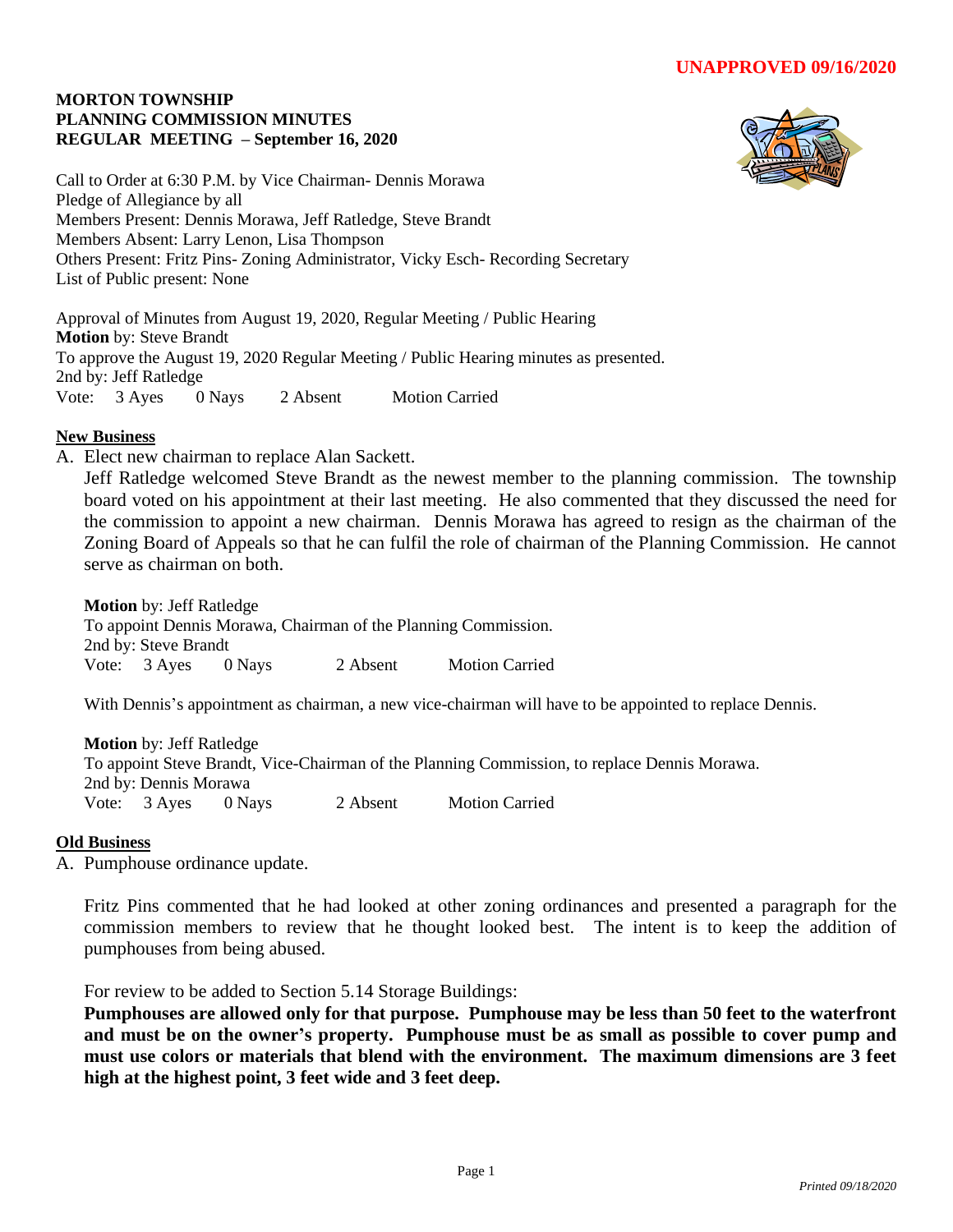**UNAPPROVED 09/16/2020**

**MORTON TOWNSHIP**
**PLANNING COMMISSION MINUTES**
**REGULAR MEETING – September 16, 2020**

Call to Order at 6:30 P.M. by Vice Chairman- Dennis Morawa
Pledge of Allegiance by all
Members Present: Dennis Morawa, Jeff Ratledge, Steve Brandt
Members Absent: Larry Lenon, Lisa Thompson
Others Present: Fritz Pins- Zoning Administrator, Vicky Esch- Recording Secretary
List of Public present: None

Approval of Minutes from August 19, 2020, Regular Meeting / Public Hearing
**Motion** by: Steve Brandt
To approve the August 19, 2020 Regular Meeting / Public Hearing minutes as presented.
2nd by: Jeff Ratledge
Vote: 3 Ayes 0 Nays 2 Absent Motion Carried

**New Business**

A. Elect new chairman to replace Alan Sackett.

Jeff Ratledge welcomed Steve Brandt as the newest member to the planning commission. The township board voted on his appointment at their last meeting. He also commented that they discussed the need for the commission to appoint a new chairman. Dennis Morawa has agreed to resign as the chairman of the Zoning Board of Appeals so that he can fulfil the role of chairman of the Planning Commission. He cannot serve as chairman on both.

**Motion** by: Jeff Ratledge
To appoint Dennis Morawa, Chairman of the Planning Commission.
2nd by: Steve Brandt
Vote: 3 Ayes 0 Nays 2 Absent Motion Carried

With Dennis's appointment as chairman, a new vice-chairman will have to be appointed to replace Dennis.

**Motion** by: Jeff Ratledge
To appoint Steve Brandt, Vice-Chairman of the Planning Commission, to replace Dennis Morawa.
2nd by: Dennis Morawa
Vote: 3 Ayes 0 Nays 2 Absent Motion Carried

**Old Business**

A. Pumphouse ordinance update.

Fritz Pins commented that he had looked at other zoning ordinances and presented a paragraph for the commission members to review that he thought looked best. The intent is to keep the addition of pumphouses from being abused.

For review to be added to Section 5.14 Storage Buildings:

**Pumphouses are allowed only for that purpose. Pumphouse may be less than 50 feet to the waterfront and must be on the owner's property. Pumphouse must be as small as possible to cover pump and must use colors or materials that blend with the environment. The maximum dimensions are 3 feet high at the highest point, 3 feet wide and 3 feet deep.**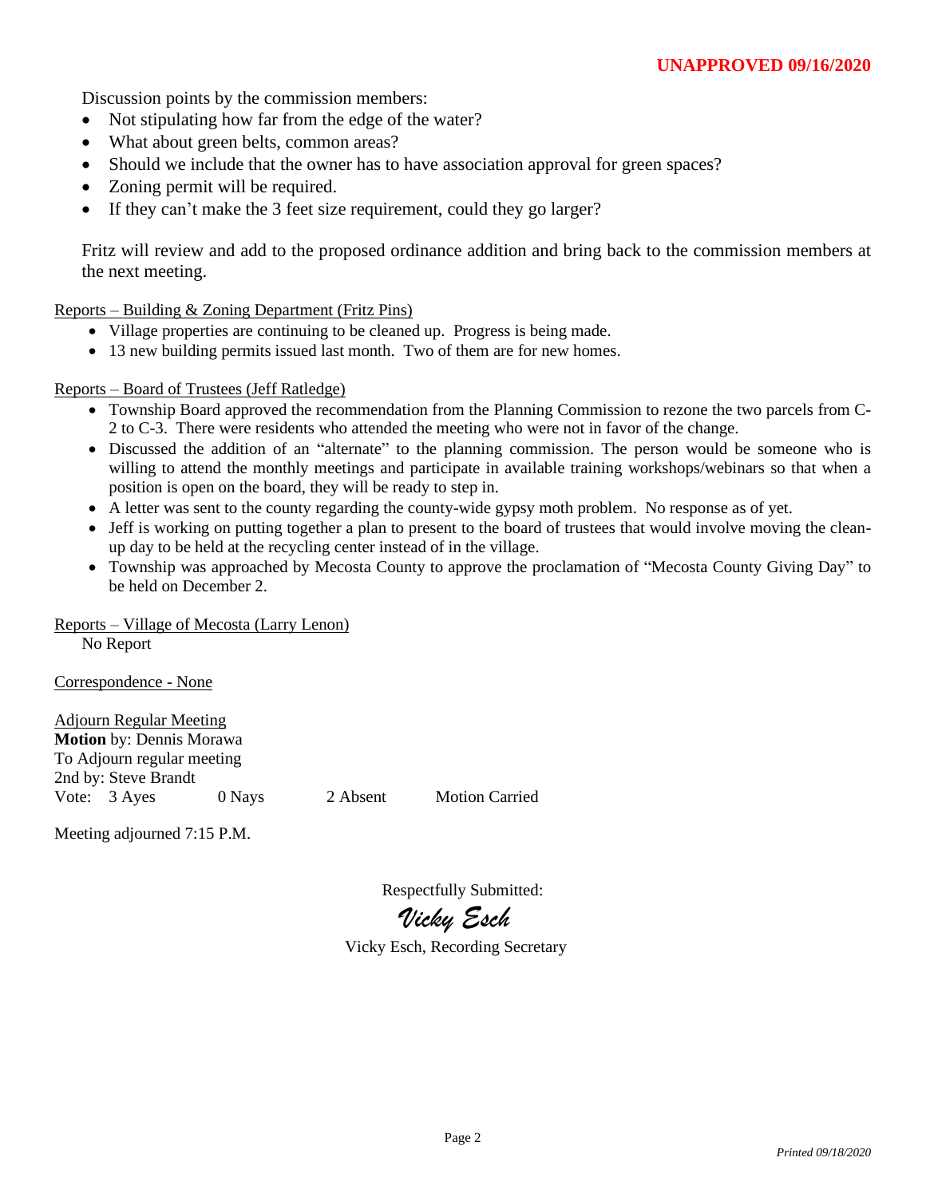Discussion points by the commission members:

- Not stipulating how far from the edge of the water?
- What about green belts, common areas?
- Should we include that the owner has to have association approval for green spaces?
- Zoning permit will be required.
- If they can't make the 3 feet size requirement, could they go larger?

Fritz will review and add to the proposed ordinance addition and bring back to the commission members at the next meeting.

Reports – Building & Zoning Department (Fritz Pins)

- Village properties are continuing to be cleaned up. Progress is being made.
- 13 new building permits issued last month. Two of them are for new homes.

Reports – Board of Trustees (Jeff Ratledge)

- Township Board approved the recommendation from the Planning Commission to rezone the two parcels from C-2 to C-3. There were residents who attended the meeting who were not in favor of the change.
- Discussed the addition of an "alternate" to the planning commission. The person would be someone who is willing to attend the monthly meetings and participate in available training workshops/webinars so that when a position is open on the board, they will be ready to step in.
- A letter was sent to the county regarding the county-wide gypsy moth problem. No response as of yet.
- Jeff is working on putting together a plan to present to the board of trustees that would involve moving the clean-up day to be held at the recycling center instead of in the village.
- Township was approached by Mecosta County to approve the proclamation of "Mecosta County Giving Day" to be held on December 2.

Reports – Village of Mecosta (Larry Lenon)

No Report

Correspondence - None

Adjourn Regular Meeting

**Motion** by: Dennis Morawa
To Adjourn regular meeting
2nd by: Steve Brandt
Vote: 3 Ayes 0 Nays 2 Absent Motion Carried

Meeting adjourned 7:15 P.M.

Respectfully Submitted:

*Vicky Esch*

Vicky Esch, Recording Secretary